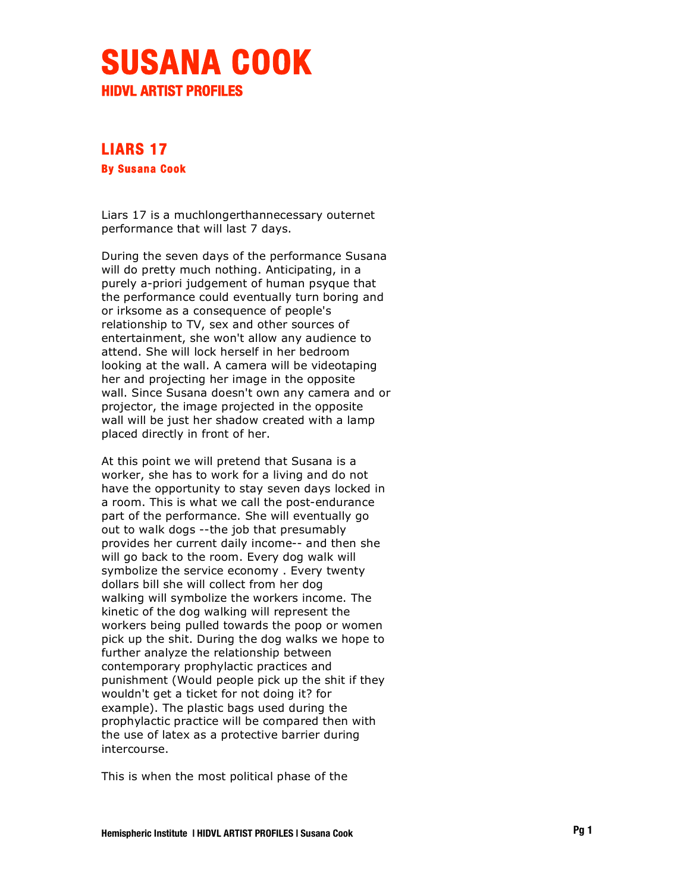# SUSANA COOK

## HIDVL ARTIST PROFILES

### LIARS 17

**By Susana Cook**

Liars 17 is a muchlongerthannecessary outernet performance that will last 7 days.

During the seven days of the performance Susana will do pretty much nothing. Anticipating, in a purely a-priori judgement of human psyque that the performance could eventually turn boring and or irksome as a consequence of people's relationship to TV, sex and other sources of entertainment, she won't allow any audience to attend. She will lock herself in her bedroom looking at the wall. A camera will be videotaping her and projecting her image in the opposite wall. Since Susana doesn't own any camera and or projector, the image projected in the opposite wall will be just her shadow created with a lamp placed directly in front of her.

At this point we will pretend that Susana is a worker, she has to work for a living and do not have the opportunity to stay seven days locked in a room. This is what we call the post-endurance part of the performance. She will eventually go out to walk dogs --the job that presumably provides her current daily income-- and then she will go back to the room. Every dog walk will symbolize the service economy . Every twenty dollars bill she will collect from her dog walking will symbolize the workers income. The kinetic of the dog walking will represent the workers being pulled towards the poop or women pick up the shit. During the dog walks we hope to further analyze the relationship between contemporary prophylactic practices and punishment (Would people pick up the shit if they wouldn't get a ticket for not doing it? for example). The plastic bags used during the prophylactic practice will be compared then with the use of latex as a protective barrier during intercourse.

This is when the most political phase of the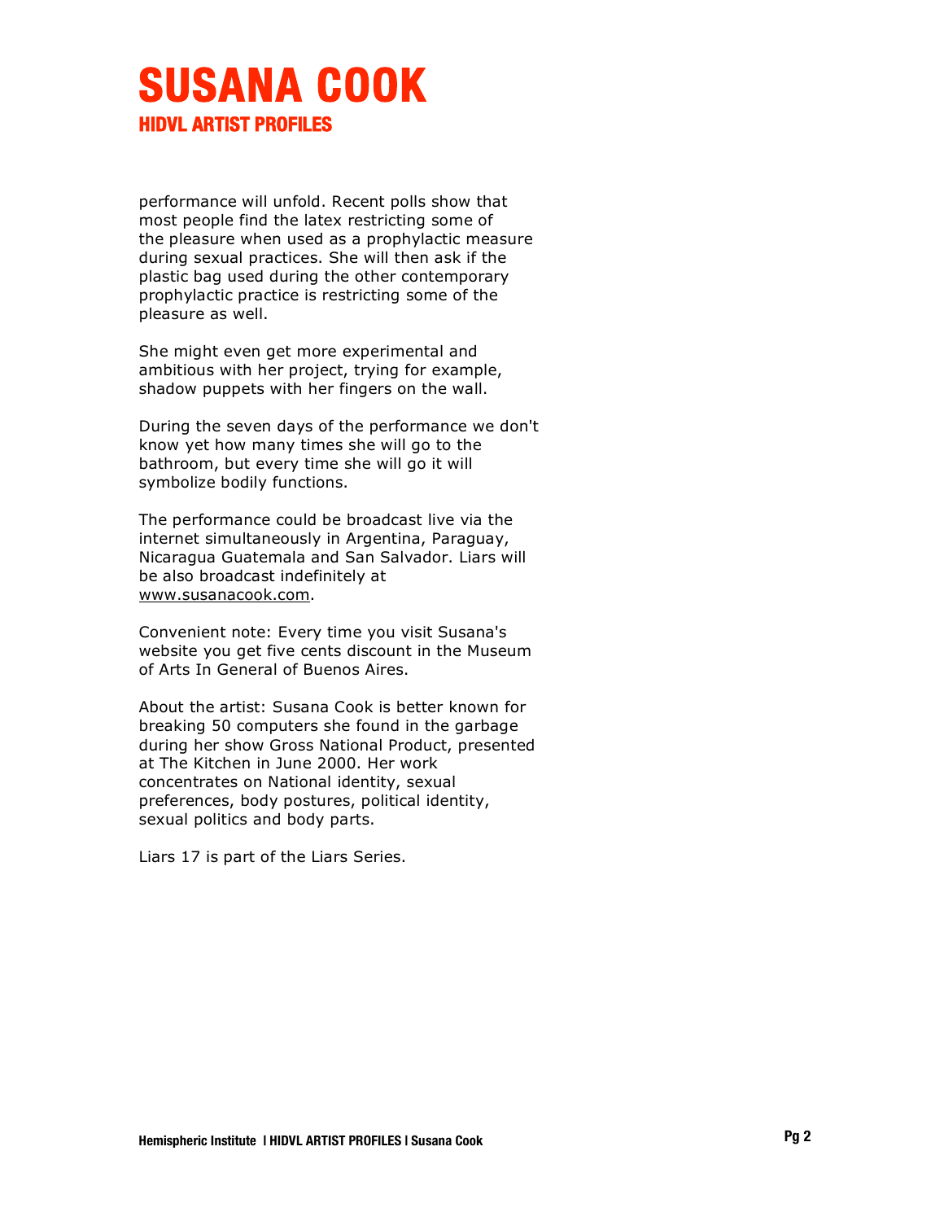performance will unfold. Recent polls show that most people find the latex restricting some of the pleasure when used as a prophylactic measure during sexual practices. She will then ask if the plastic bag used during the other contemporary prophylactic practice is restricting some of the pleasure as well.

She might even get more experimental and ambitious with her project, trying for example, shadow puppets with her fingers on the wall.

During the seven days of the performance we don't know yet how many times she will go to the bathroom, but every time she will go it will symbolize bodily functions.

The performance could be broadcast live via the internet simultaneously in Argentina, Paraguay, Nicaragua Guatemala and San Salvador. Liars will be also broadcast indefinitely at www.susanacook.com.

Convenient note: Every time you visit Susana's website you get five cents discount in the Museum of Arts In General of Buenos Aires.

About the artist: Susana Cook is better known for breaking 50 computers she found in the garbage during her show Gross National Product, presented at The Kitchen in June 2000. Her work concentrates on National identity, sexual preferences, body postures, political identity, sexual politics and body parts.

Liars 17 is part of the Liars Series.